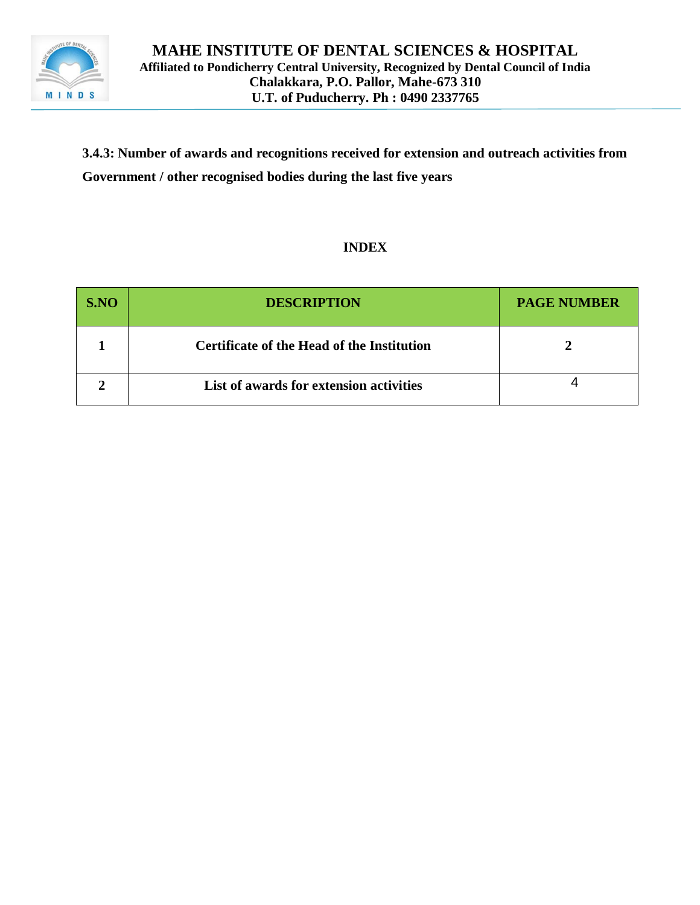# MAHE INSTITUTE OF DENTAL SCIENCES & HOSPITAL

**Affiliated to Pondicherry Central University, Recognized by Dental Council of India**
**Chalakkara, P.O. Pallor, Mahe-673 310**
**U.T. of Puducherry. Ph : 0490 2337765**

**3.4.3: Number of awards and recognitions received for extension and outreach activities from Government / other recognised bodies during the last five years**

## INDEX

| S.NO | DESCRIPTION | PAGE NUMBER |
|---|---|---|
| 1 | Certificate of the Head of the Institution | 2 |
| 2 | List of awards for extension activities | 4 |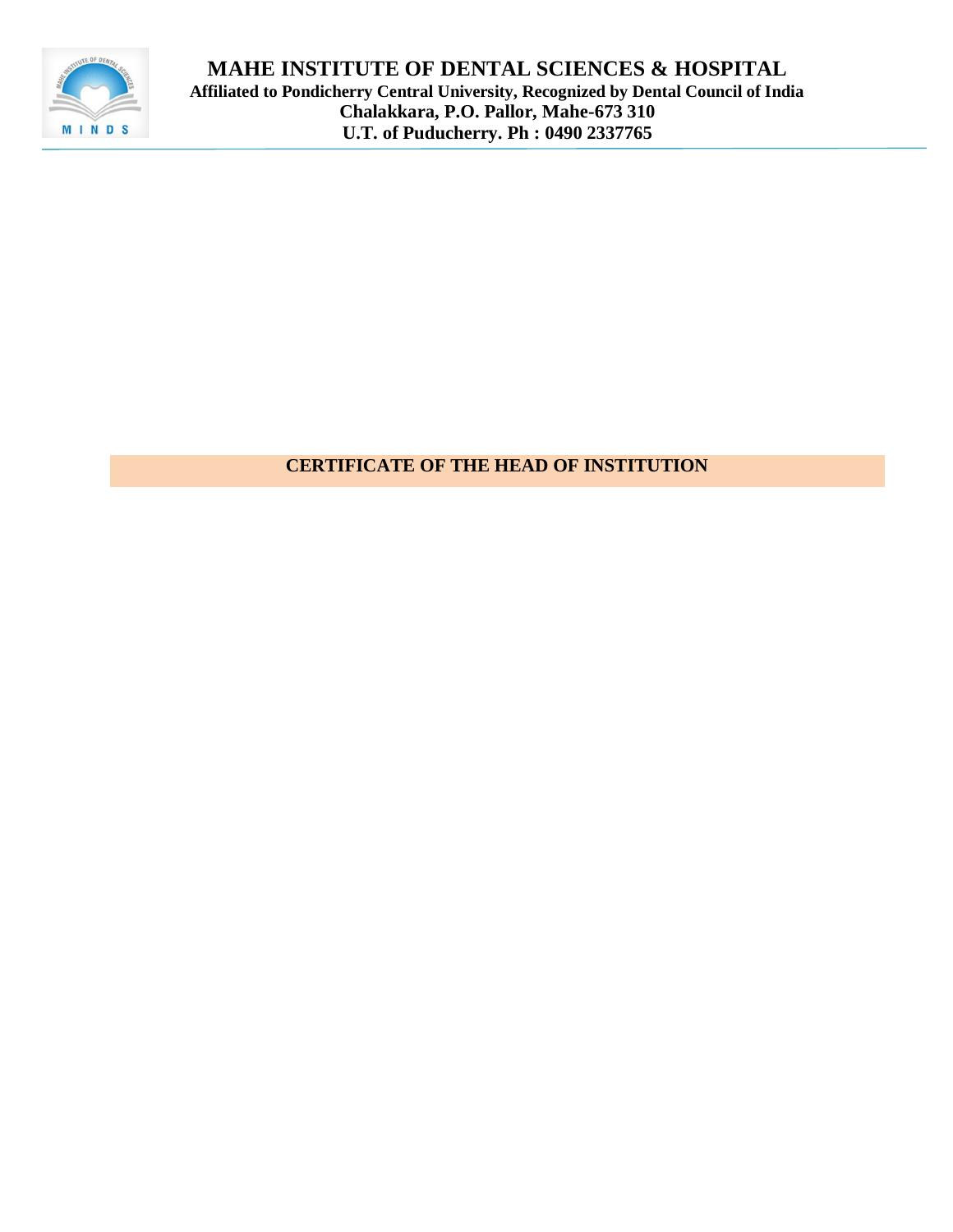# MAHE INSTITUTE OF DENTAL SCIENCES & HOSPITAL

**Affiliated to Pondicherry Central University, Recognized by Dental Council of India**
**Chalakkara, P.O. Pallor, Mahe-673 310**
**U.T. of Puducherry. Ph : 0490 2337765**

## CERTIFICATE OF THE HEAD OF INSTITUTION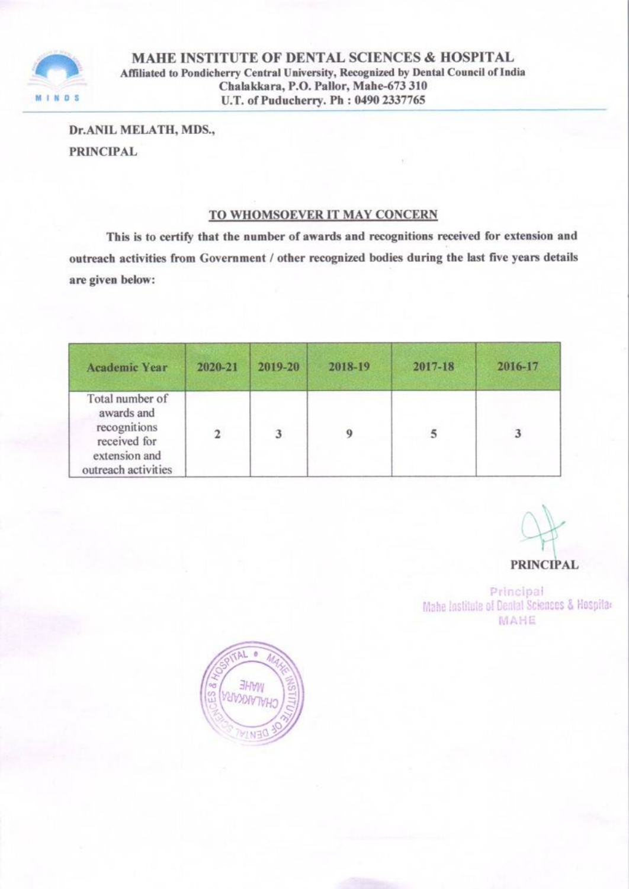# MAHE INSTITUTE OF DENTAL SCIENCES & HOSPITAL

**Affiliated to Pondicherry Central University, Recognized by Dental Council of India**
**Chalakkara, P.O. Pallor, Mahe-673 310**
**U.T. of Puducherry. Ph : 0490 2337765**

**Dr.ANIL MELATH, MDS.,**
**PRINCIPAL**

## TO WHOMSOEVER IT MAY CONCERN

**This is to certify that the number of awards and recognitions received for extension and outreach activities from Government / other recognized bodies during the last five years details are given below:**

| Academic Year | 2020-21 | 2019-20 | 2018-19 | 2017-18 | 2016-17 |
|---|---|---|---|---|---|
| Total number of awards and recognitions received for extension and outreach activities | 2 | 3 | 9 | 5 | 3 |

**PRINCIPAL**

Principal
Mahe Institute of Dental Sciences & Hospital
MAHE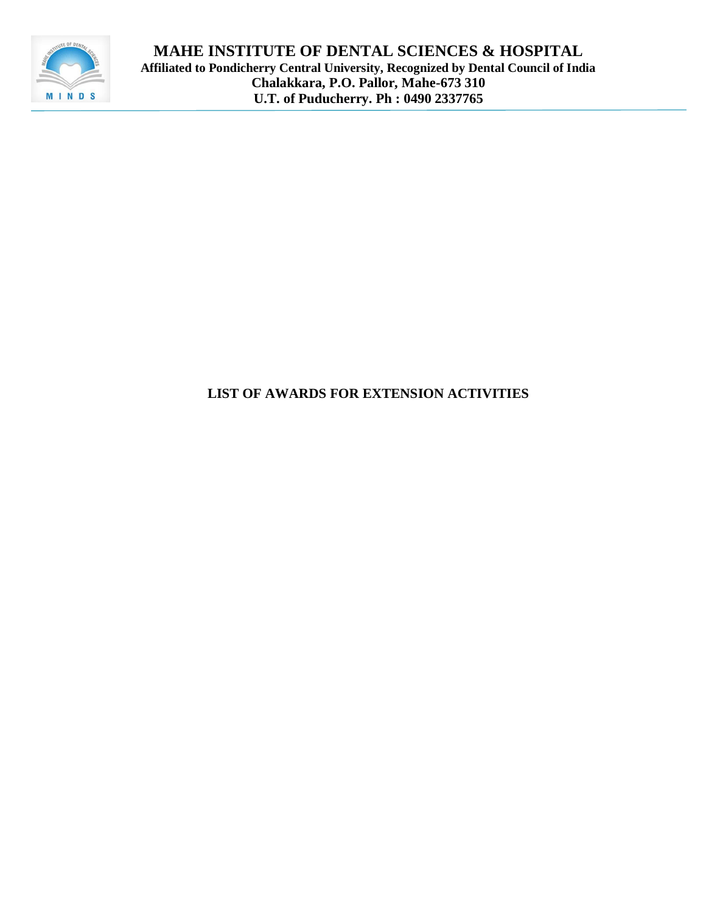# MAHE INSTITUTE OF DENTAL SCIENCES & HOSPITAL

**Affiliated to Pondicherry Central University, Recognized by Dental Council of India**
**Chalakkara, P.O. Pallor, Mahe-673 310**
**U.T. of Puducherry. Ph : 0490 2337765**

## LIST OF AWARDS FOR EXTENSION ACTIVITIES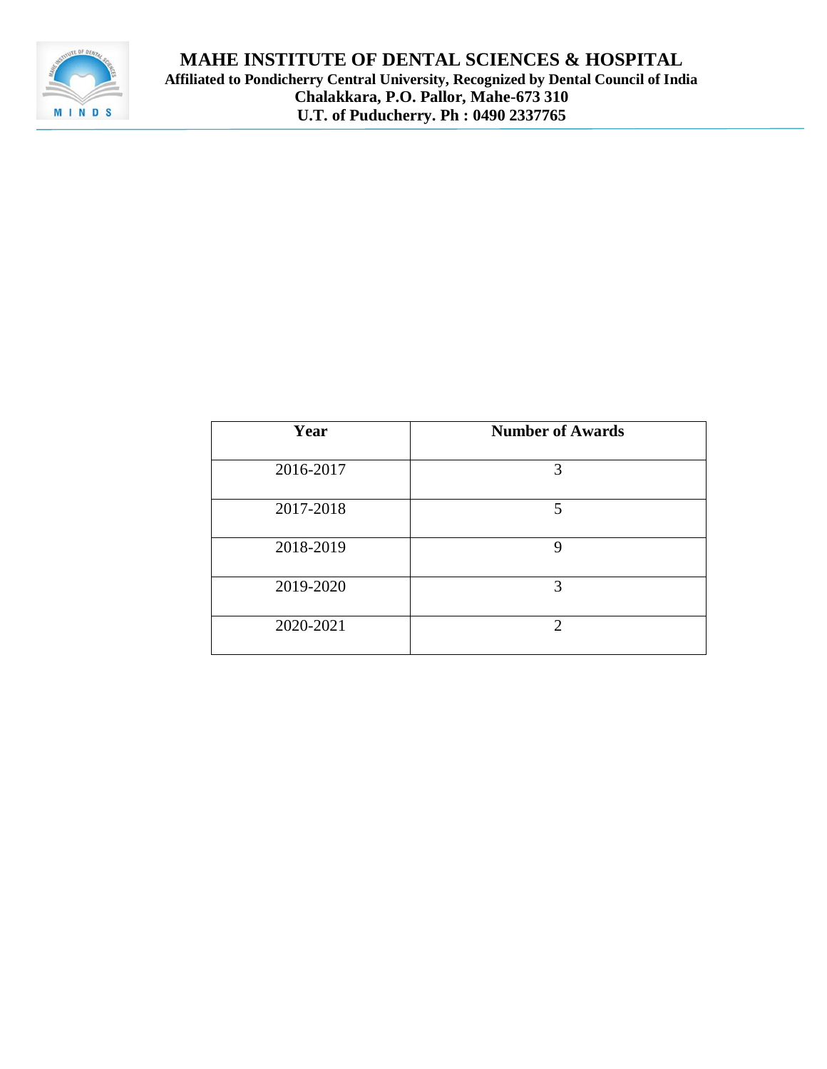| Year | Number of Awards |
| --- | --- |
| 2016-2017 | 3 |
| 2017-2018 | 5 |
| 2018-2019 | 9 |
| 2019-2020 | 3 |
| 2020-2021 | 2 |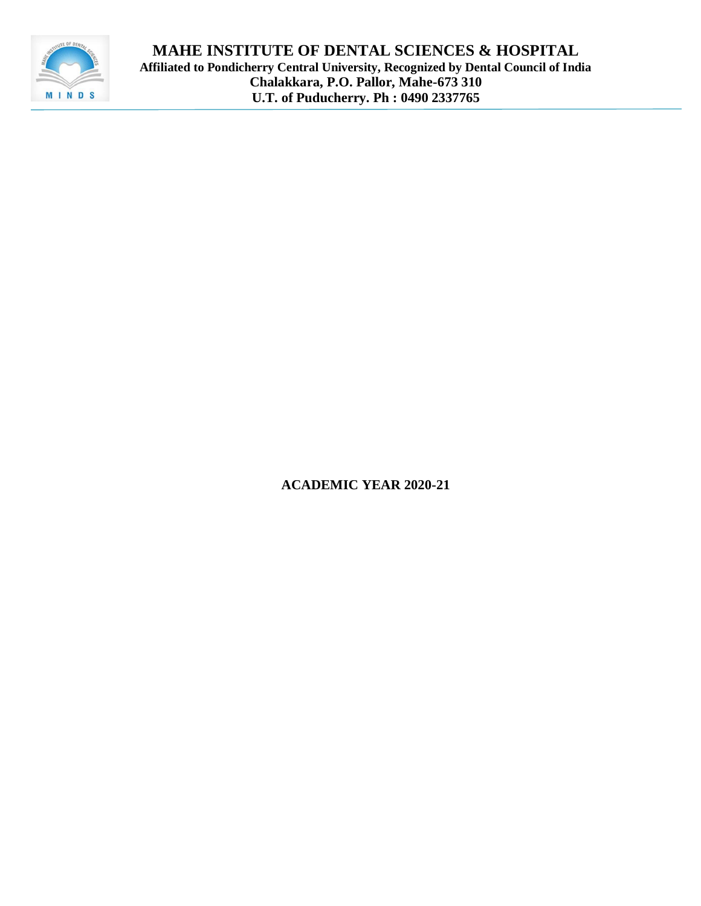**MAHE INSTITUTE OF DENTAL SCIENCES & HOSPITAL**
**Affiliated to Pondicherry Central University, Recognized by Dental Council of India**
**Chalakkara, P.O. Pallor, Mahe-673 310**
**U.T. of Puducherry. Ph : 0490 2337765**

**ACADEMIC YEAR 2020-21**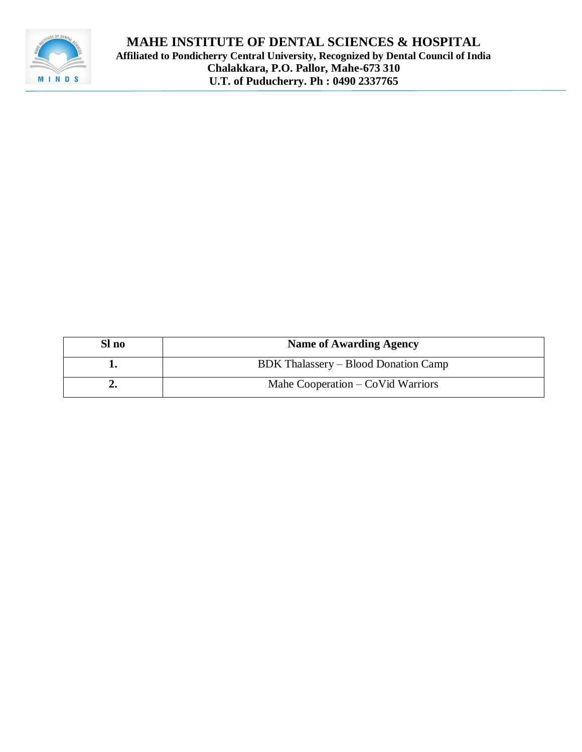# MAHE INSTITUTE OF DENTAL SCIENCES & HOSPITAL

**Affiliated to Pondicherry Central University, Recognized by Dental Council of India**
**Chalakkara, P.O. Pallor, Mahe-673 310**
**U.T. of Puducherry. Ph : 0490 2337765**

| Sl no | Name of Awarding Agency |
|---|---|
| **1.** | BDK Thalassery – Blood Donation Camp |
| **2.** | Mahe Cooperation – CoVid Warriors |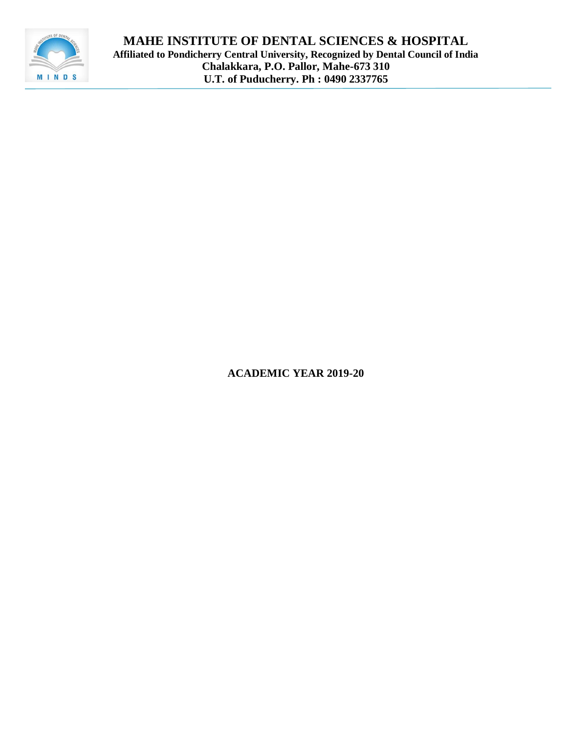# MAHE INSTITUTE OF DENTAL SCIENCES & HOSPITAL

**Affiliated to Pondicherry Central University, Recognized by Dental Council of India**

**Chalakkara, P.O. Pallor, Mahe-673 310**

**U.T. of Puducherry. Ph : 0490 2337765**

**ACADEMIC YEAR 2019-20**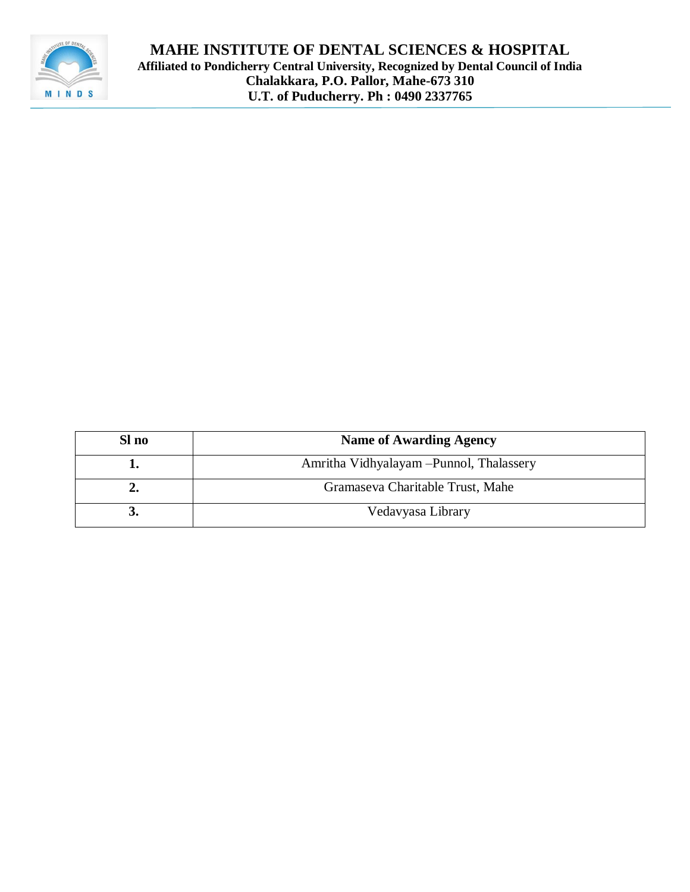# MAHE INSTITUTE OF DENTAL SCIENCES & HOSPITAL

**Affiliated to Pondicherry Central University, Recognized by Dental Council of India**
**Chalakkara, P.O. Pallor, Mahe-673 310**
**U.T. of Puducherry. Ph : 0490 2337765**

| Sl no | Name of Awarding Agency |
|---|---|
| **1.** | Amritha Vidhyalayam –Punnol, Thalassery |
| **2.** | Gramaseva Charitable Trust, Mahe |
| **3.** | Vedavyasa Library |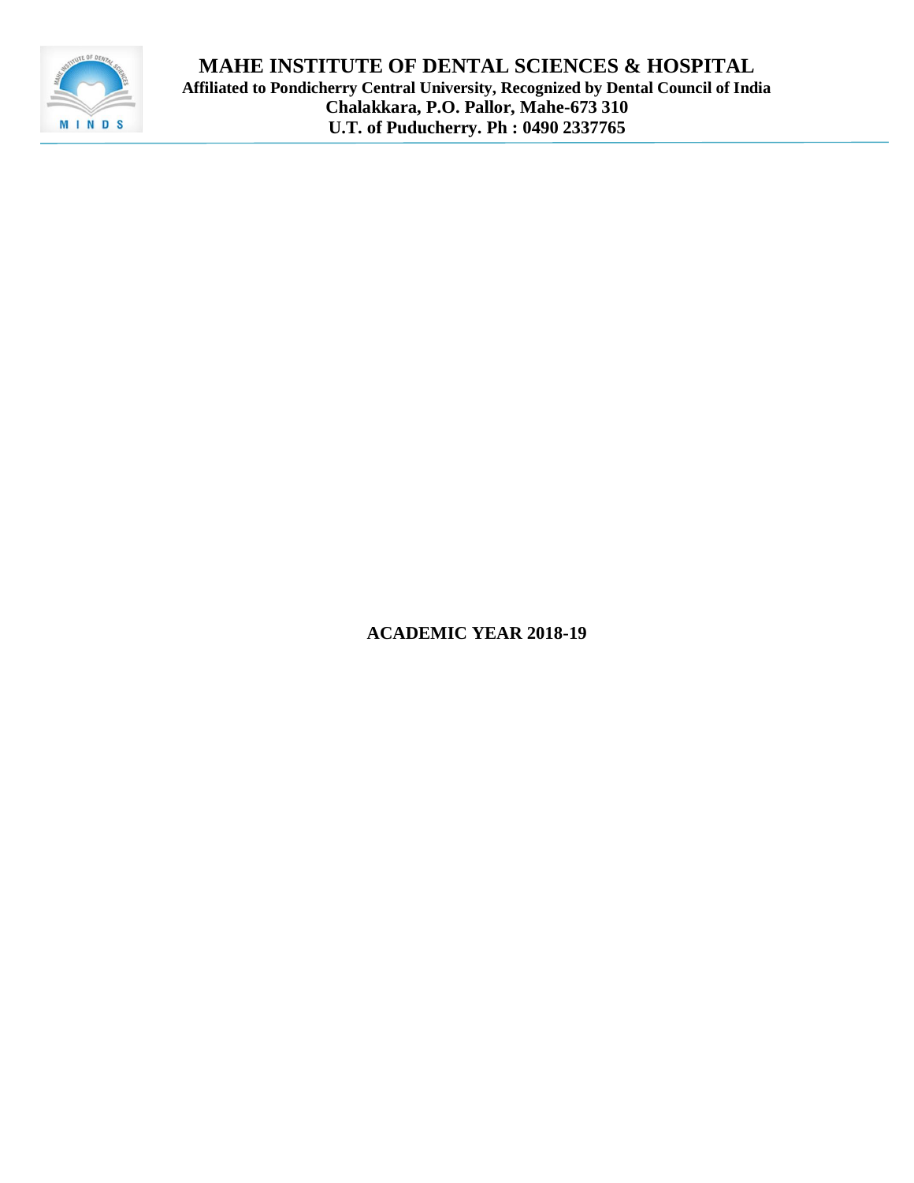# MAHE INSTITUTE OF DENTAL SCIENCES & HOSPITAL

**Affiliated to Pondicherry Central University, Recognized by Dental Council of India**
**Chalakkara, P.O. Pallor, Mahe-673 310**
**U.T. of Puducherry. Ph : 0490 2337765**

**ACADEMIC YEAR 2018-19**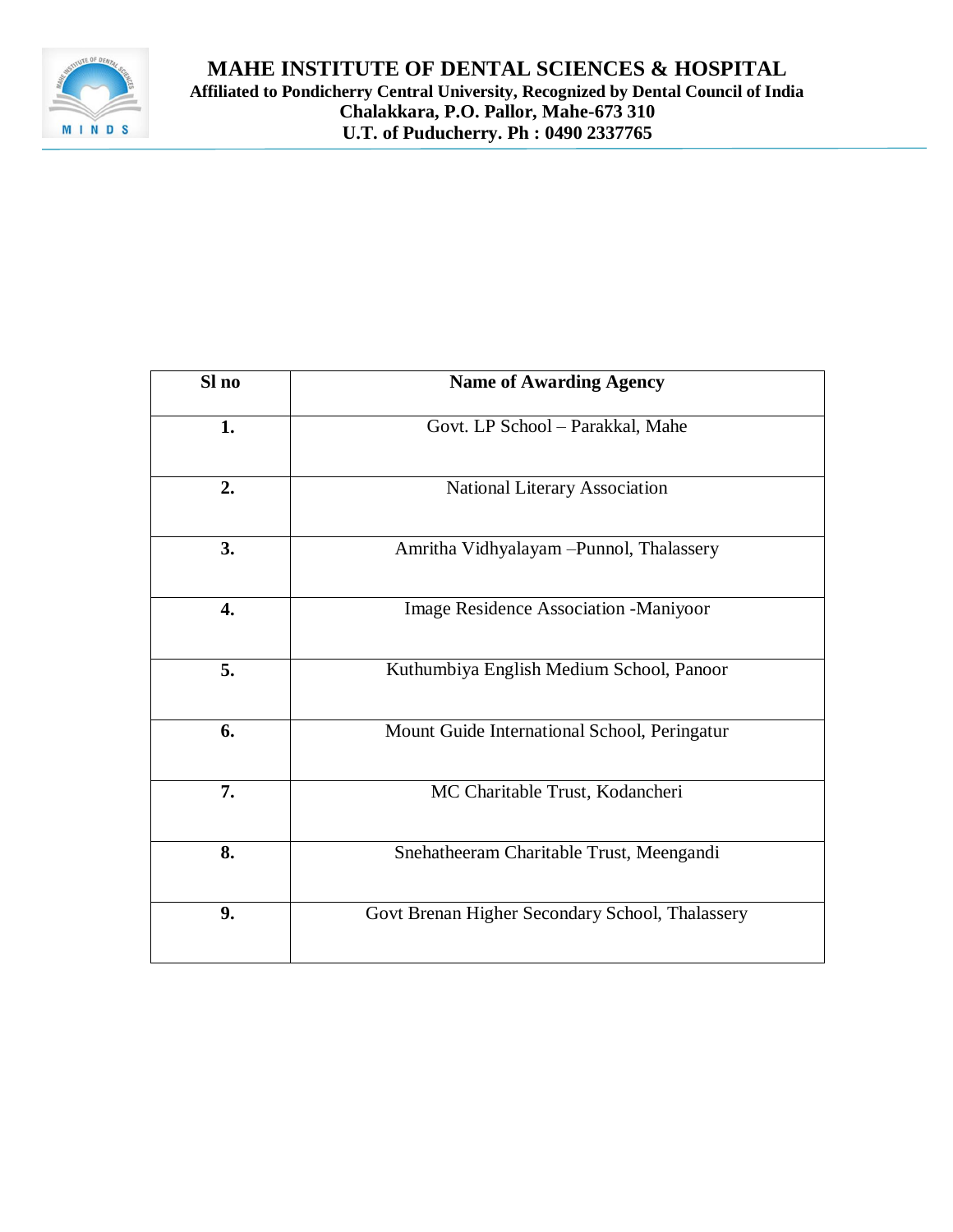# MAHE INSTITUTE OF DENTAL SCIENCES & HOSPITAL

**Affiliated to Pondicherry Central University, Recognized by Dental Council of India**
**Chalakkara, P.O. Pallor, Mahe-673 310**
**U.T. of Puducherry. Ph : 0490 2337765**

| Sl no | Name of Awarding Agency |
|---|---|
| **1.** | Govt. LP School – Parakkal, Mahe |
| **2.** | National Literary Association |
| **3.** | Amritha Vidhyalayam –Punnol, Thalassery |
| **4.** | Image Residence Association -Maniyoor |
| **5.** | Kuthumbiya English Medium School, Panoor |
| **6.** | Mount Guide International School, Peringatur |
| **7.** | MC Charitable Trust, Kodancheri |
| **8.** | Snehatheeram Charitable Trust, Meengandi |
| **9.** | Govt Brenan Higher Secondary School, Thalassery |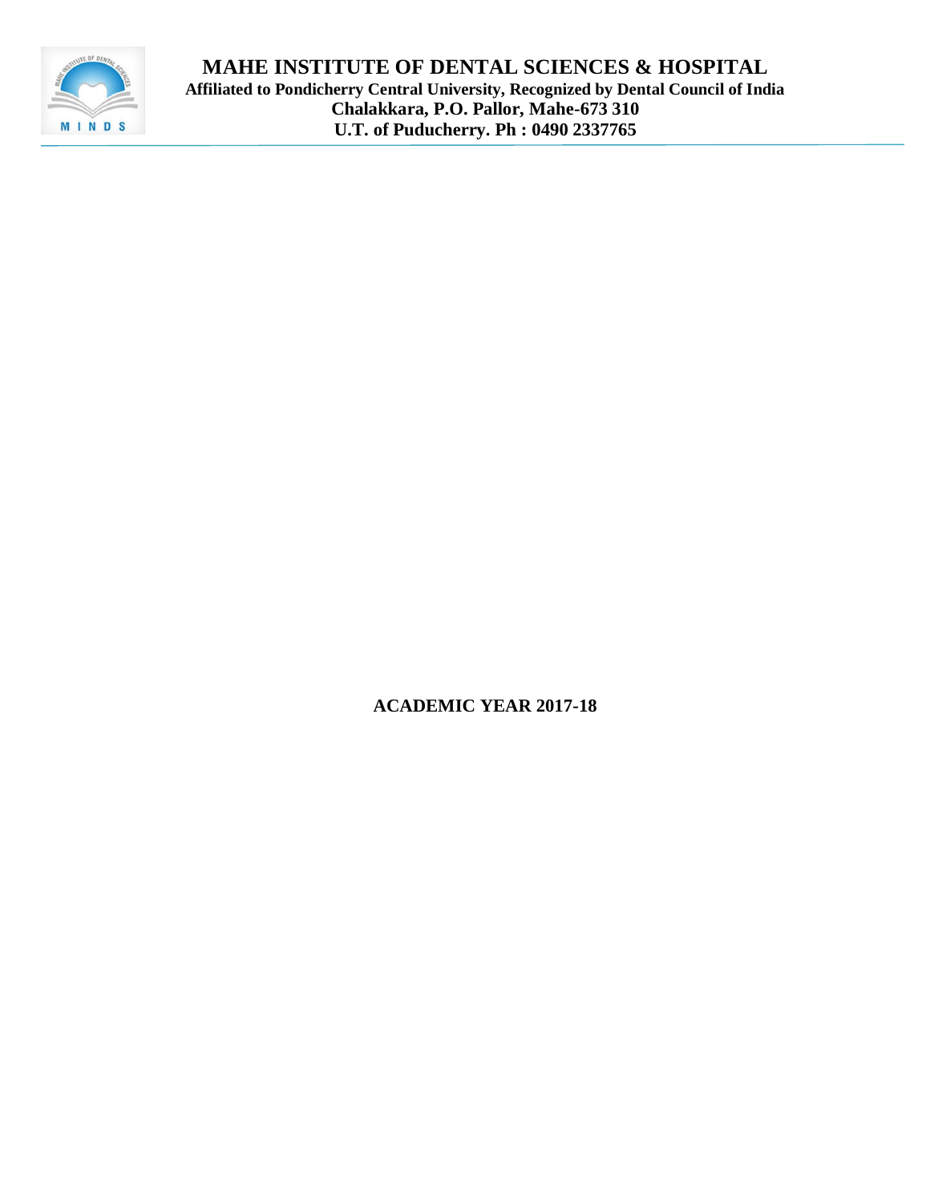# MAHE INSTITUTE OF DENTAL SCIENCES & HOSPITAL

**Affiliated to Pondicherry Central University, Recognized by Dental Council of India**
**Chalakkara, P.O. Pallor, Mahe-673 310**
**U.T. of Puducherry. Ph : 0490 2337765**

**ACADEMIC YEAR 2017-18**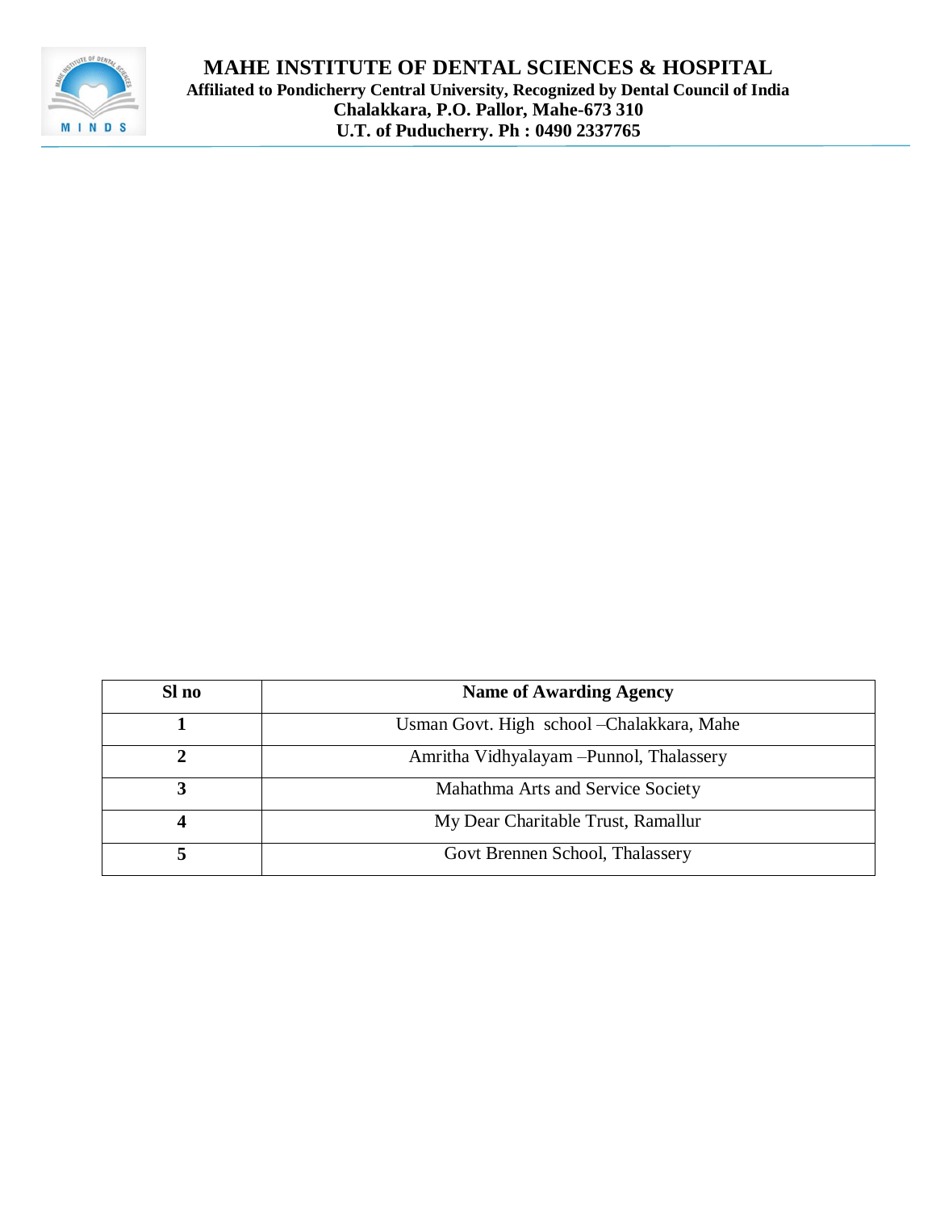# MAHE INSTITUTE OF DENTAL SCIENCES & HOSPITAL

**Affiliated to Pondicherry Central University, Recognized by Dental Council of India**
**Chalakkara, P.O. Pallor, Mahe-673 310**
**U.T. of Puducherry. Ph : 0490 2337765**

| Sl no | Name of Awarding Agency |
|---|---|
| 1 | Usman Govt. High school –Chalakkara, Mahe |
| 2 | Amritha Vidhyalayam –Punnol, Thalassery |
| 3 | Mahathma Arts and Service Society |
| 4 | My Dear Charitable Trust, Ramallur |
| 5 | Govt Brennen School, Thalassery |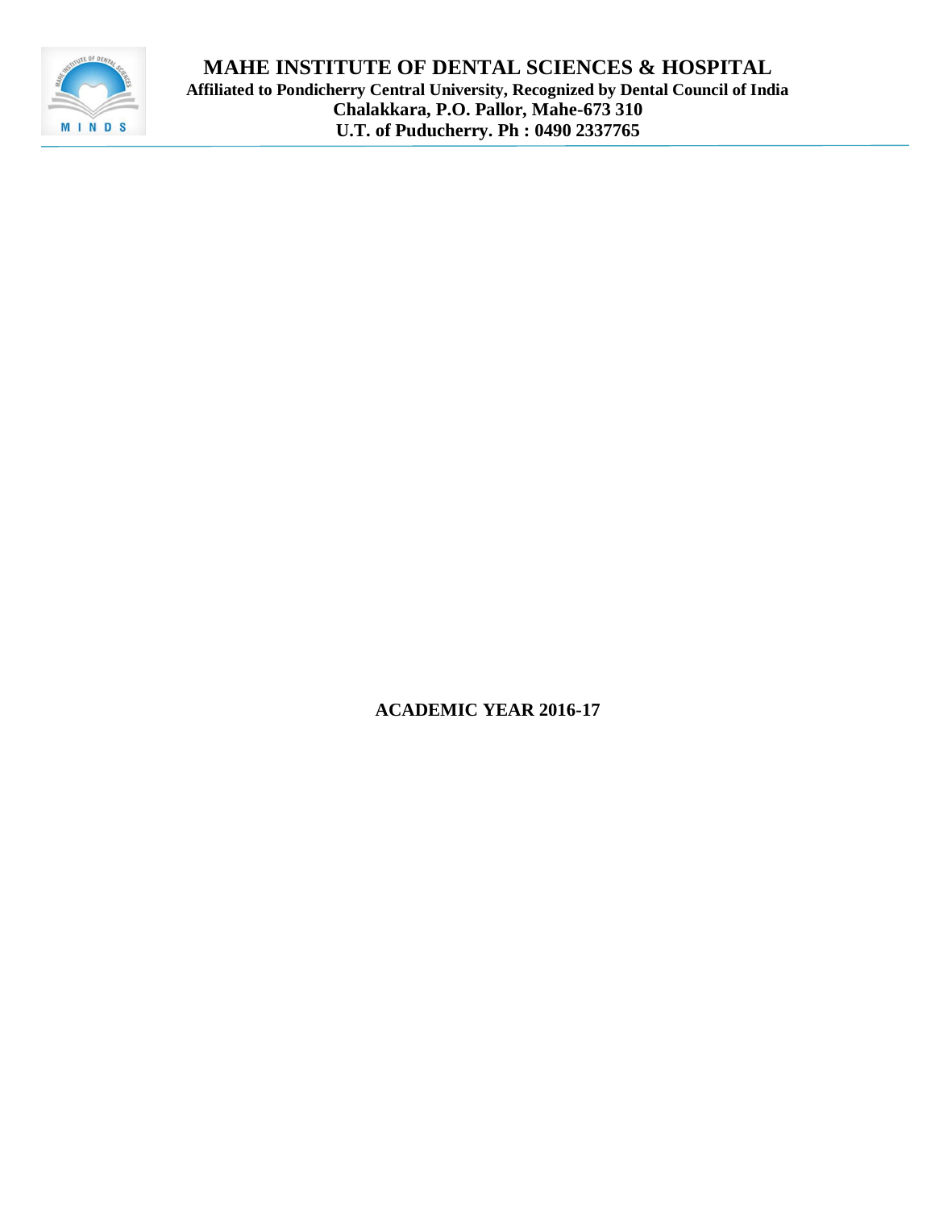# MAHE INSTITUTE OF DENTAL SCIENCES & HOSPITAL

**Affiliated to Pondicherry Central University, Recognized by Dental Council of India**

**Chalakkara, P.O. Pallor, Mahe-673 310**

**U.T. of Puducherry. Ph : 0490 2337765**

**ACADEMIC YEAR 2016-17**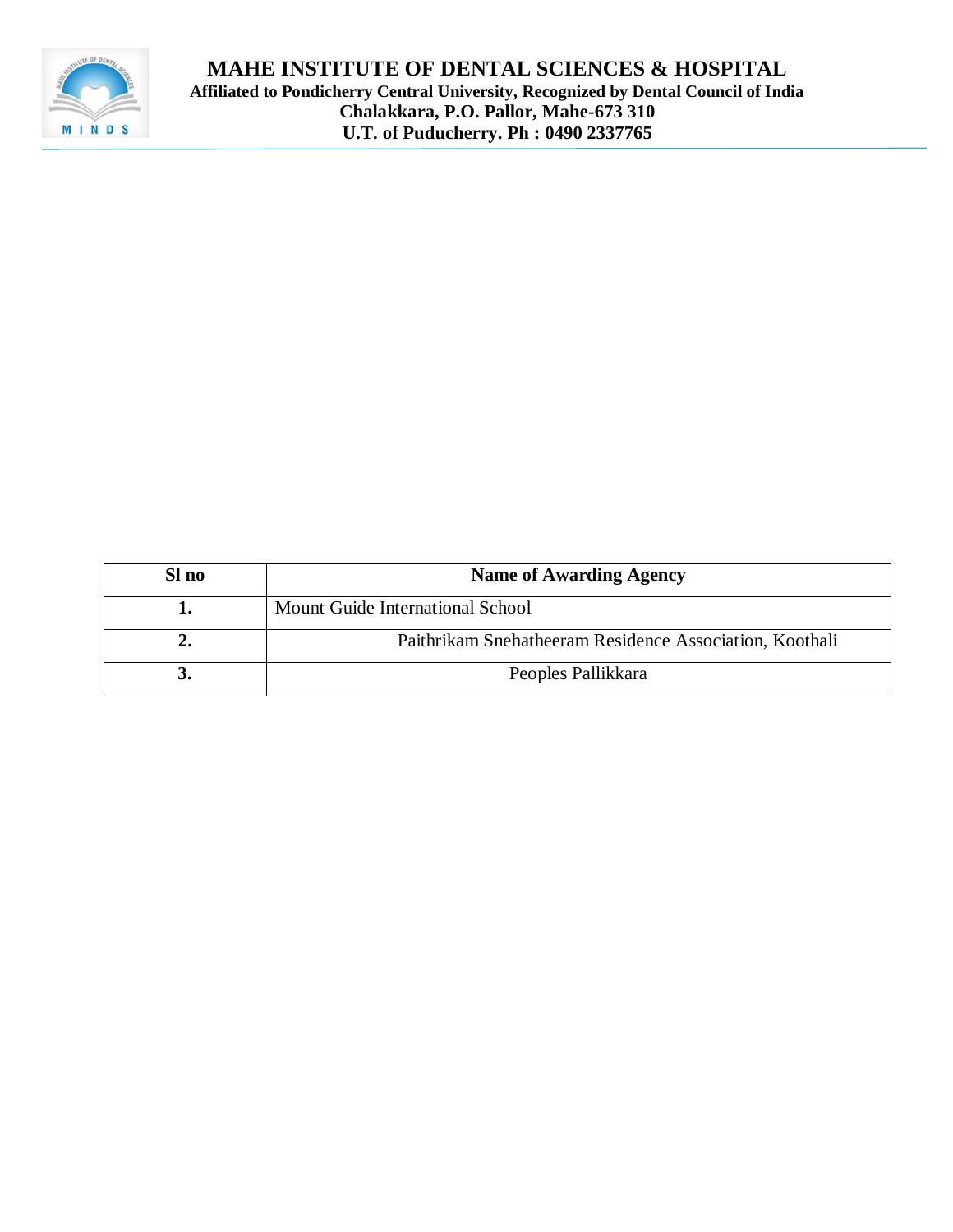# MAHE INSTITUTE OF DENTAL SCIENCES & HOSPITAL

**Affiliated to Pondicherry Central University, Recognized by Dental Council of India**
**Chalakkara, P.O. Pallor, Mahe-673 310**
**U.T. of Puducherry. Ph : 0490 2337765**

| Sl no | Name of Awarding Agency |
|---|---|
| 1. | Mount Guide International School |
| 2. | Paithrikam Snehatheeram Residence Association, Koothali |
| 3. | Peoples Pallikkara |